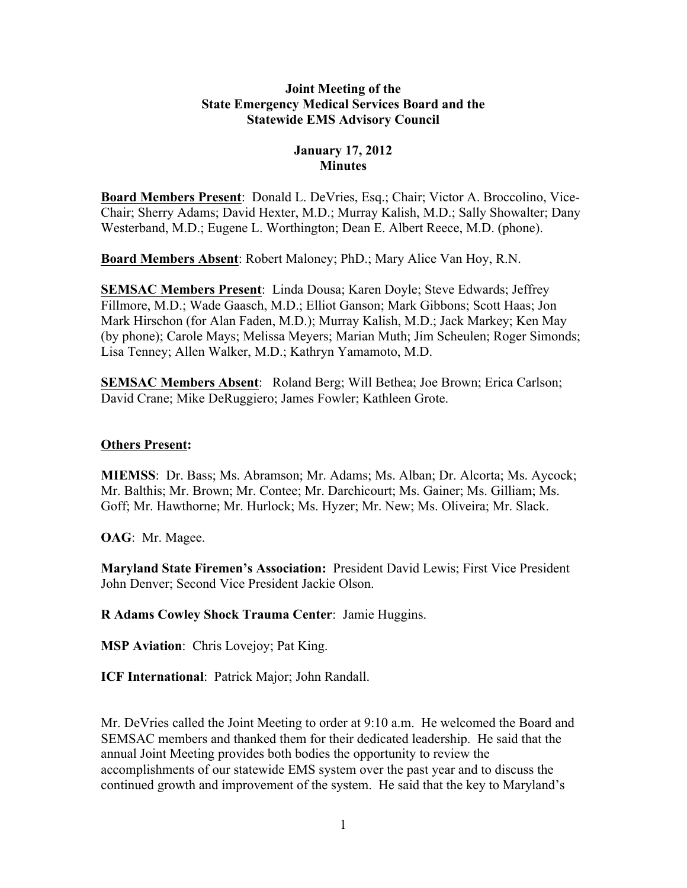**Joint Meeting of the**
**State Emergency Medical Services Board and the**
**Statewide EMS Advisory Council**

**January 17, 2012**
**Minutes**

**Board Members Present**: Donald L. DeVries, Esq.; Chair; Victor A. Broccolino, Vice-Chair; Sherry Adams; David Hexter, M.D.; Murray Kalish, M.D.; Sally Showalter; Dany Westerband, M.D.; Eugene L. Worthington; Dean E. Albert Reece, M.D. (phone).

**Board Members Absent**: Robert Maloney; PhD.; Mary Alice Van Hoy, R.N.

**SEMSAC Members Present**: Linda Dousa; Karen Doyle; Steve Edwards; Jeffrey Fillmore, M.D.; Wade Gaasch, M.D.; Elliot Ganson; Mark Gibbons; Scott Haas; Jon Mark Hirschon (for Alan Faden, M.D.); Murray Kalish, M.D.; Jack Markey; Ken May (by phone); Carole Mays; Melissa Meyers; Marian Muth; Jim Scheulen; Roger Simonds; Lisa Tenney; Allen Walker, M.D.; Kathryn Yamamoto, M.D.

**SEMSAC Members Absent**: Roland Berg; Will Bethea; Joe Brown; Erica Carlson; David Crane; Mike DeRuggiero; James Fowler; Kathleen Grote.

**Others Present:**

**MIEMSS**: Dr. Bass; Ms. Abramson; Mr. Adams; Ms. Alban; Dr. Alcorta; Ms. Aycock; Mr. Balthis; Mr. Brown; Mr. Contee; Mr. Darchicourt; Ms. Gainer; Ms. Gilliam; Ms. Goff; Mr. Hawthorne; Mr. Hurlock; Ms. Hyzer; Mr. New; Ms. Oliveira; Mr. Slack.

**OAG**: Mr. Magee.

**Maryland State Firemen's Association:** President David Lewis; First Vice President John Denver; Second Vice President Jackie Olson.

**R Adams Cowley Shock Trauma Center**: Jamie Huggins.

**MSP Aviation**: Chris Lovejoy; Pat King.

**ICF International**: Patrick Major; John Randall.

Mr. DeVries called the Joint Meeting to order at 9:10 a.m. He welcomed the Board and SEMSAC members and thanked them for their dedicated leadership. He said that the annual Joint Meeting provides both bodies the opportunity to review the accomplishments of our statewide EMS system over the past year and to discuss the continued growth and improvement of the system. He said that the key to Maryland's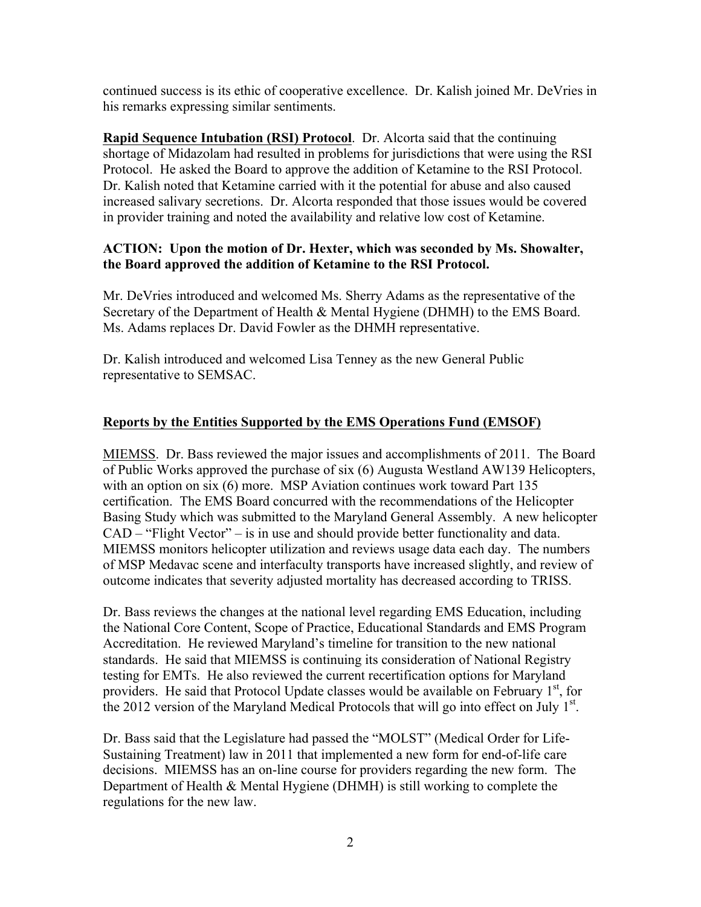continued success is its ethic of cooperative excellence. Dr. Kalish joined Mr. DeVries in his remarks expressing similar sentiments.

**Rapid Sequence Intubation (RSI) Protocol**. Dr. Alcorta said that the continuing shortage of Midazolam had resulted in problems for jurisdictions that were using the RSI Protocol. He asked the Board to approve the addition of Ketamine to the RSI Protocol. Dr. Kalish noted that Ketamine carried with it the potential for abuse and also caused increased salivary secretions. Dr. Alcorta responded that those issues would be covered in provider training and noted the availability and relative low cost of Ketamine.

**ACTION: Upon the motion of Dr. Hexter, which was seconded by Ms. Showalter, the Board approved the addition of Ketamine to the RSI Protocol.**

Mr. DeVries introduced and welcomed Ms. Sherry Adams as the representative of the Secretary of the Department of Health & Mental Hygiene (DHMH) to the EMS Board. Ms. Adams replaces Dr. David Fowler as the DHMH representative.

Dr. Kalish introduced and welcomed Lisa Tenney as the new General Public representative to SEMSAC.

**Reports by the Entities Supported by the EMS Operations Fund (EMSOF)**

MIEMSS. Dr. Bass reviewed the major issues and accomplishments of 2011. The Board of Public Works approved the purchase of six (6) Augusta Westland AW139 Helicopters, with an option on six (6) more. MSP Aviation continues work toward Part 135 certification. The EMS Board concurred with the recommendations of the Helicopter Basing Study which was submitted to the Maryland General Assembly. A new helicopter CAD – "Flight Vector" – is in use and should provide better functionality and data. MIEMSS monitors helicopter utilization and reviews usage data each day. The numbers of MSP Medavac scene and interfaculty transports have increased slightly, and review of outcome indicates that severity adjusted mortality has decreased according to TRISS.

Dr. Bass reviews the changes at the national level regarding EMS Education, including the National Core Content, Scope of Practice, Educational Standards and EMS Program Accreditation. He reviewed Maryland's timeline for transition to the new national standards. He said that MIEMSS is continuing its consideration of National Registry testing for EMTs. He also reviewed the current recertification options for Maryland providers. He said that Protocol Update classes would be available on February 1st, for the 2012 version of the Maryland Medical Protocols that will go into effect on July 1st.

Dr. Bass said that the Legislature had passed the "MOLST" (Medical Order for Life-Sustaining Treatment) law in 2011 that implemented a new form for end-of-life care decisions. MIEMSS has an on-line course for providers regarding the new form. The Department of Health & Mental Hygiene (DHMH) is still working to complete the regulations for the new law.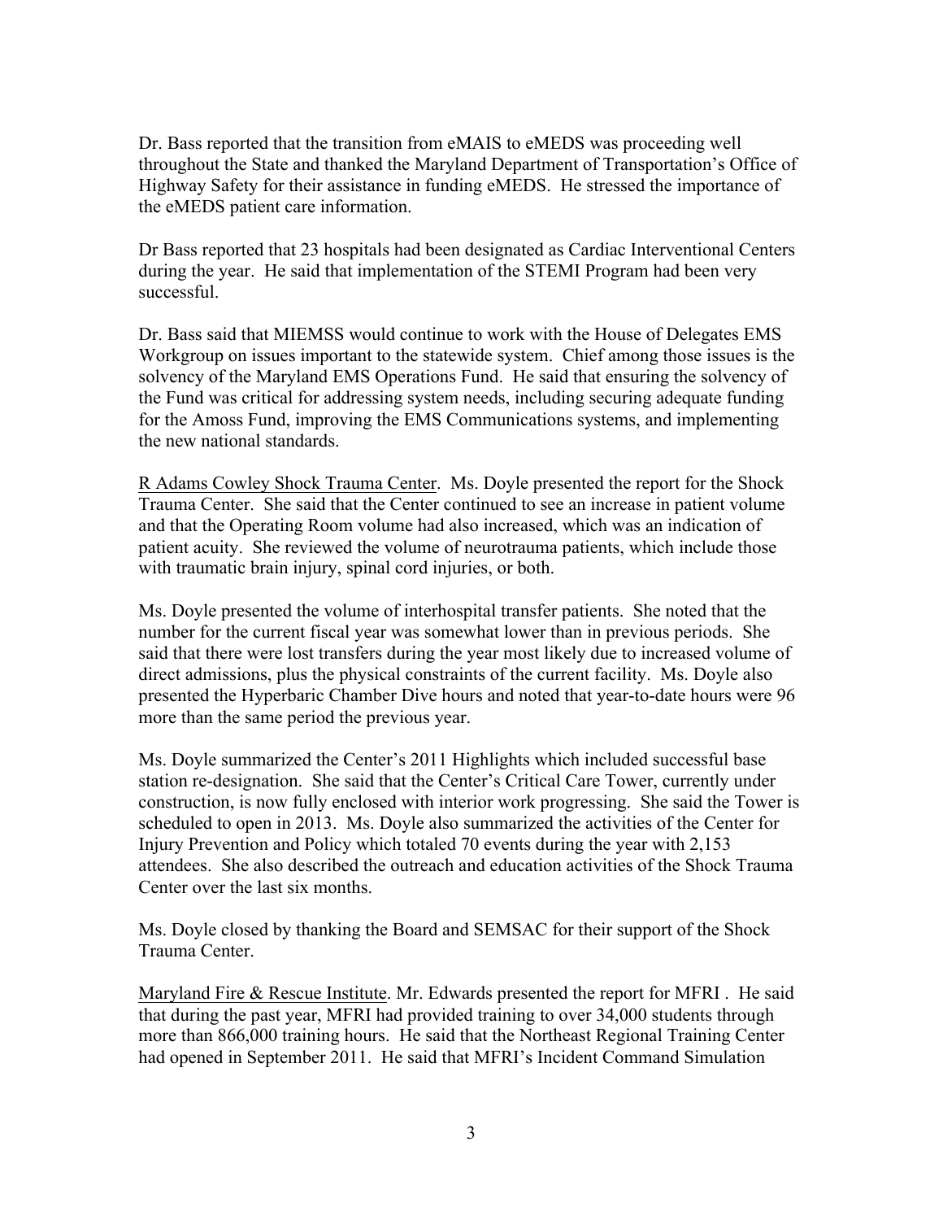Dr. Bass reported that the transition from eMAIS to eMEDS was proceeding well throughout the State and thanked the Maryland Department of Transportation's Office of Highway Safety for their assistance in funding eMEDS. He stressed the importance of the eMEDS patient care information.

Dr Bass reported that 23 hospitals had been designated as Cardiac Interventional Centers during the year. He said that implementation of the STEMI Program had been very successful.

Dr. Bass said that MIEMSS would continue to work with the House of Delegates EMS Workgroup on issues important to the statewide system. Chief among those issues is the solvency of the Maryland EMS Operations Fund. He said that ensuring the solvency of the Fund was critical for addressing system needs, including securing adequate funding for the Amoss Fund, improving the EMS Communications systems, and implementing the new national standards.

R Adams Cowley Shock Trauma Center. Ms. Doyle presented the report for the Shock Trauma Center. She said that the Center continued to see an increase in patient volume and that the Operating Room volume had also increased, which was an indication of patient acuity. She reviewed the volume of neurotrauma patients, which include those with traumatic brain injury, spinal cord injuries, or both.

Ms. Doyle presented the volume of interhospital transfer patients. She noted that the number for the current fiscal year was somewhat lower than in previous periods. She said that there were lost transfers during the year most likely due to increased volume of direct admissions, plus the physical constraints of the current facility. Ms. Doyle also presented the Hyperbaric Chamber Dive hours and noted that year-to-date hours were 96 more than the same period the previous year.

Ms. Doyle summarized the Center's 2011 Highlights which included successful base station re-designation. She said that the Center's Critical Care Tower, currently under construction, is now fully enclosed with interior work progressing. She said the Tower is scheduled to open in 2013. Ms. Doyle also summarized the activities of the Center for Injury Prevention and Policy which totaled 70 events during the year with 2,153 attendees. She also described the outreach and education activities of the Shock Trauma Center over the last six months.

Ms. Doyle closed by thanking the Board and SEMSAC for their support of the Shock Trauma Center.

Maryland Fire & Rescue Institute. Mr. Edwards presented the report for MFRI . He said that during the past year, MFRI had provided training to over 34,000 students through more than 866,000 training hours. He said that the Northeast Regional Training Center had opened in September 2011. He said that MFRI's Incident Command Simulation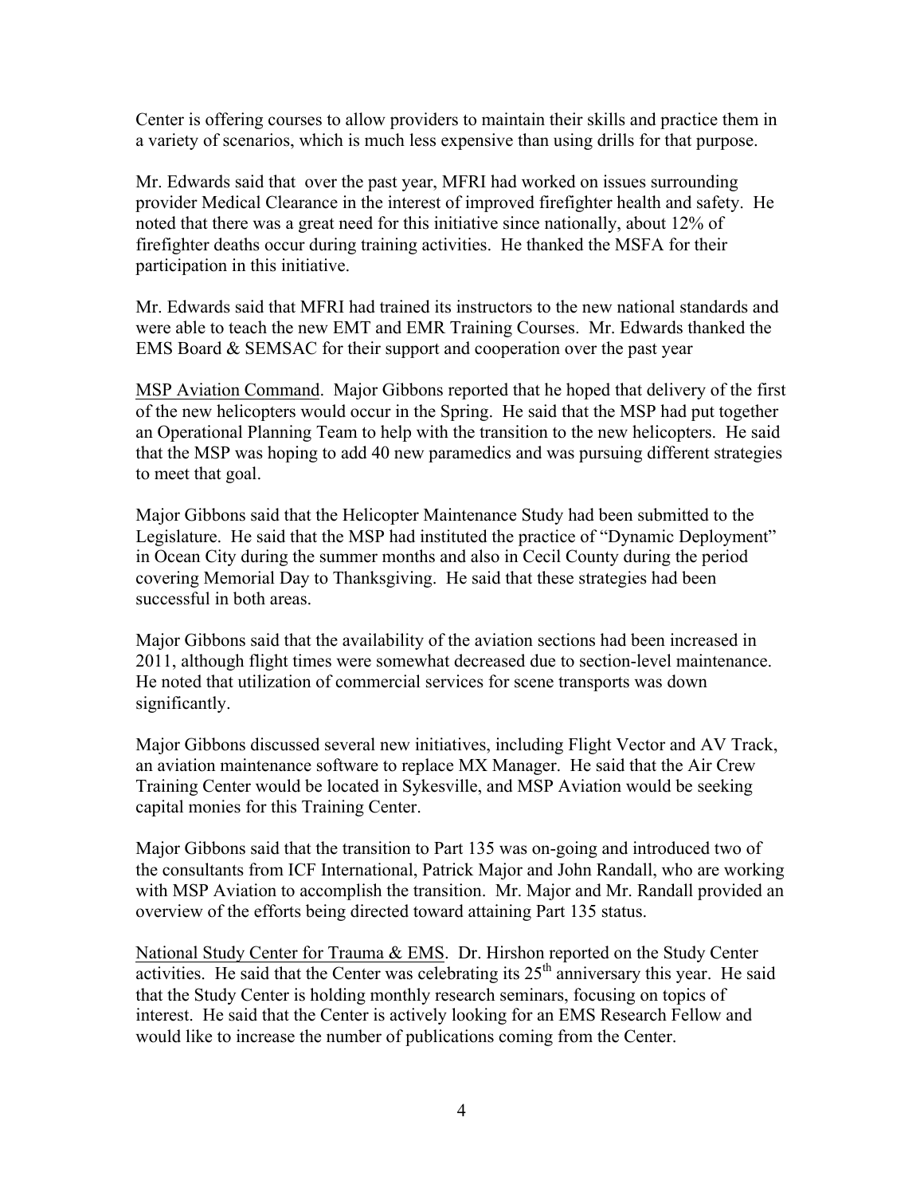Center is offering courses to allow providers to maintain their skills and practice them in a variety of scenarios, which is much less expensive than using drills for that purpose.

Mr. Edwards said that over the past year, MFRI had worked on issues surrounding provider Medical Clearance in the interest of improved firefighter health and safety. He noted that there was a great need for this initiative since nationally, about 12% of firefighter deaths occur during training activities. He thanked the MSFA for their participation in this initiative.

Mr. Edwards said that MFRI had trained its instructors to the new national standards and were able to teach the new EMT and EMR Training Courses. Mr. Edwards thanked the EMS Board & SEMSAC for their support and cooperation over the past year

MSP Aviation Command. Major Gibbons reported that he hoped that delivery of the first of the new helicopters would occur in the Spring. He said that the MSP had put together an Operational Planning Team to help with the transition to the new helicopters. He said that the MSP was hoping to add 40 new paramedics and was pursuing different strategies to meet that goal.

Major Gibbons said that the Helicopter Maintenance Study had been submitted to the Legislature. He said that the MSP had instituted the practice of "Dynamic Deployment" in Ocean City during the summer months and also in Cecil County during the period covering Memorial Day to Thanksgiving. He said that these strategies had been successful in both areas.

Major Gibbons said that the availability of the aviation sections had been increased in 2011, although flight times were somewhat decreased due to section-level maintenance. He noted that utilization of commercial services for scene transports was down significantly.

Major Gibbons discussed several new initiatives, including Flight Vector and AV Track, an aviation maintenance software to replace MX Manager. He said that the Air Crew Training Center would be located in Sykesville, and MSP Aviation would be seeking capital monies for this Training Center.

Major Gibbons said that the transition to Part 135 was on-going and introduced two of the consultants from ICF International, Patrick Major and John Randall, who are working with MSP Aviation to accomplish the transition. Mr. Major and Mr. Randall provided an overview of the efforts being directed toward attaining Part 135 status.

National Study Center for Trauma & EMS. Dr. Hirshon reported on the Study Center activities. He said that the Center was celebrating its 25th anniversary this year. He said that the Study Center is holding monthly research seminars, focusing on topics of interest. He said that the Center is actively looking for an EMS Research Fellow and would like to increase the number of publications coming from the Center.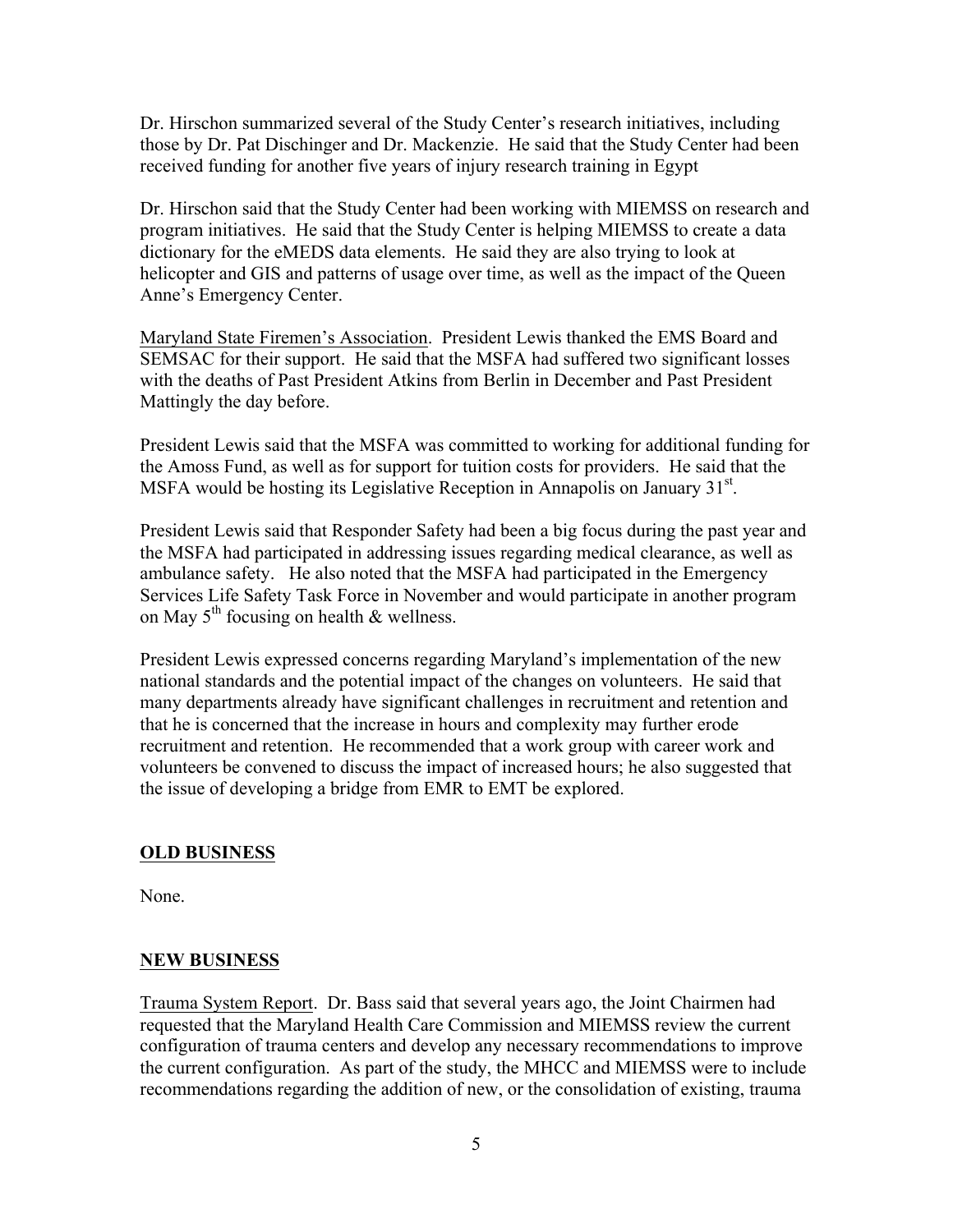Dr. Hirschon summarized several of the Study Center's research initiatives, including those by Dr. Pat Dischinger and Dr. Mackenzie. He said that the Study Center had been received funding for another five years of injury research training in Egypt

Dr. Hirschon said that the Study Center had been working with MIEMSS on research and program initiatives. He said that the Study Center is helping MIEMSS to create a data dictionary for the eMEDS data elements. He said they are also trying to look at helicopter and GIS and patterns of usage over time, as well as the impact of the Queen Anne's Emergency Center.

Maryland State Firemen's Association. President Lewis thanked the EMS Board and SEMSAC for their support. He said that the MSFA had suffered two significant losses with the deaths of Past President Atkins from Berlin in December and Past President Mattingly the day before.

President Lewis said that the MSFA was committed to working for additional funding for the Amoss Fund, as well as for support for tuition costs for providers. He said that the MSFA would be hosting its Legislative Reception in Annapolis on January 31st.

President Lewis said that Responder Safety had been a big focus during the past year and the MSFA had participated in addressing issues regarding medical clearance, as well as ambulance safety. He also noted that the MSFA had participated in the Emergency Services Life Safety Task Force in November and would participate in another program on May 5th focusing on health & wellness.

President Lewis expressed concerns regarding Maryland's implementation of the new national standards and the potential impact of the changes on volunteers. He said that many departments already have significant challenges in recruitment and retention and that he is concerned that the increase in hours and complexity may further erode recruitment and retention. He recommended that a work group with career work and volunteers be convened to discuss the impact of increased hours; he also suggested that the issue of developing a bridge from EMR to EMT be explored.

## OLD BUSINESS

None.

## NEW BUSINESS

Trauma System Report. Dr. Bass said that several years ago, the Joint Chairmen had requested that the Maryland Health Care Commission and MIEMSS review the current configuration of trauma centers and develop any necessary recommendations to improve the current configuration. As part of the study, the MHCC and MIEMSS were to include recommendations regarding the addition of new, or the consolidation of existing, trauma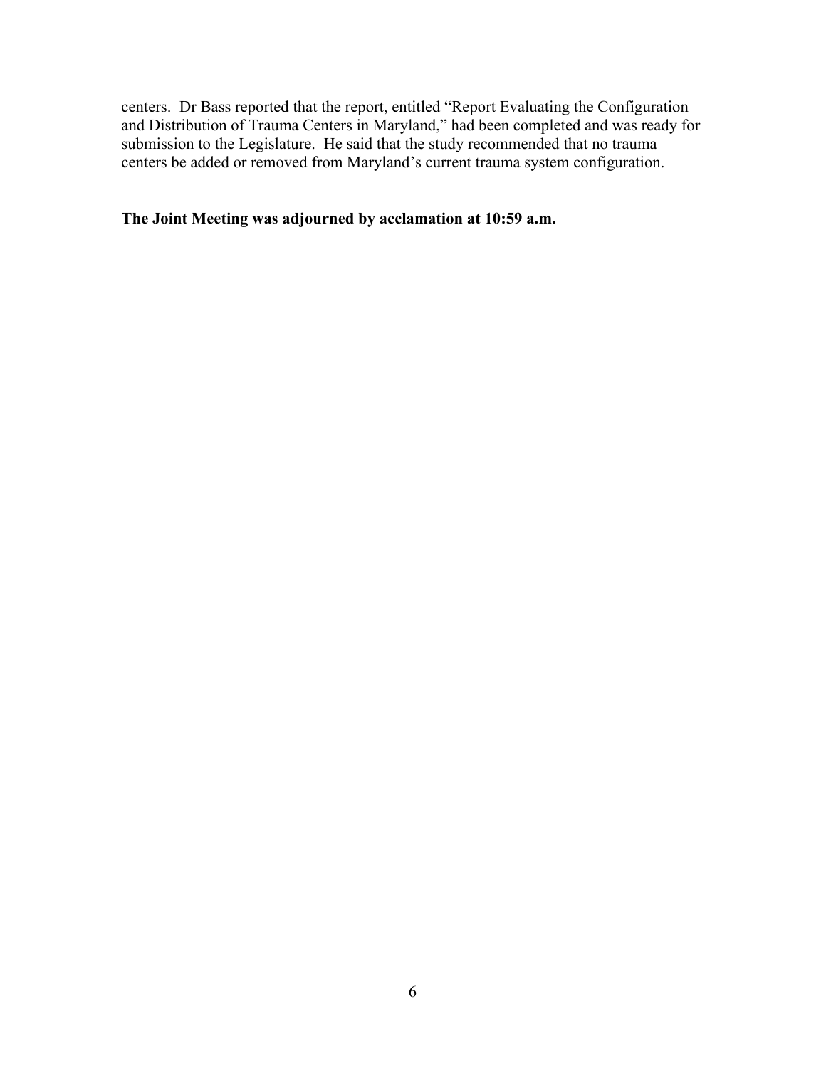centers. Dr Bass reported that the report, entitled “Report Evaluating the Configuration and Distribution of Trauma Centers in Maryland,” had been completed and was ready for submission to the Legislature. He said that the study recommended that no trauma centers be added or removed from Maryland’s current trauma system configuration.

**The Joint Meeting was adjourned by acclamation at 10:59 a.m.**